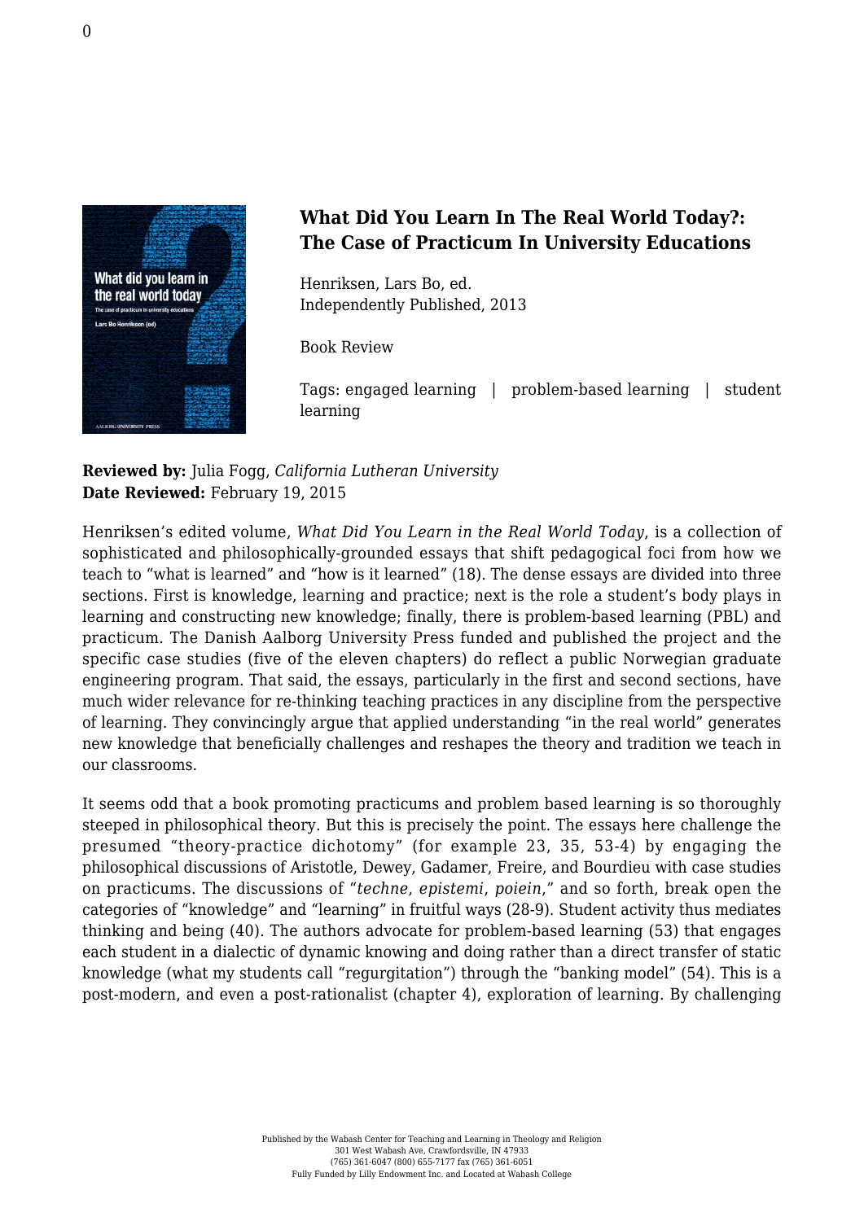# What Did You Learn In The Real World Today?: The Case of Practicum In University Educations

Henriksen, Lars Bo, ed.
Independently Published, 2013

Book Review

Tags: engaged learning | problem-based learning | student learning

**Reviewed by:** Julia Fogg, *California Lutheran University*
**Date Reviewed:** February 19, 2015

Henriksen's edited volume, *What Did You Learn in the Real World Today*, is a collection of sophisticated and philosophically-grounded essays that shift pedagogical foci from how we teach to "what is learned" and "how is it learned" (18). The dense essays are divided into three sections. First is knowledge, learning and practice; next is the role a student's body plays in learning and constructing new knowledge; finally, there is problem-based learning (PBL) and practicum. The Danish Aalborg University Press funded and published the project and the specific case studies (five of the eleven chapters) do reflect a public Norwegian graduate engineering program. That said, the essays, particularly in the first and second sections, have much wider relevance for re-thinking teaching practices in any discipline from the perspective of learning. They convincingly argue that applied understanding "in the real world" generates new knowledge that beneficially challenges and reshapes the theory and tradition we teach in our classrooms.

It seems odd that a book promoting practicums and problem based learning is so thoroughly steeped in philosophical theory. But this is precisely the point. The essays here challenge the presumed "theory-practice dichotomy" (for example 23, 35, 53-4) by engaging the philosophical discussions of Aristotle, Dewey, Gadamer, Freire, and Bourdieu with case studies on practicums. The discussions of "*techne*, *epistemi*, *poiein*," and so forth, break open the categories of "knowledge" and "learning" in fruitful ways (28-9). Student activity thus mediates thinking and being (40). The authors advocate for problem-based learning (53) that engages each student in a dialectic of dynamic knowing and doing rather than a direct transfer of static knowledge (what my students call "regurgitation") through the "banking model" (54). This is a post-modern, and even a post-rationalist (chapter 4), exploration of learning. By challenging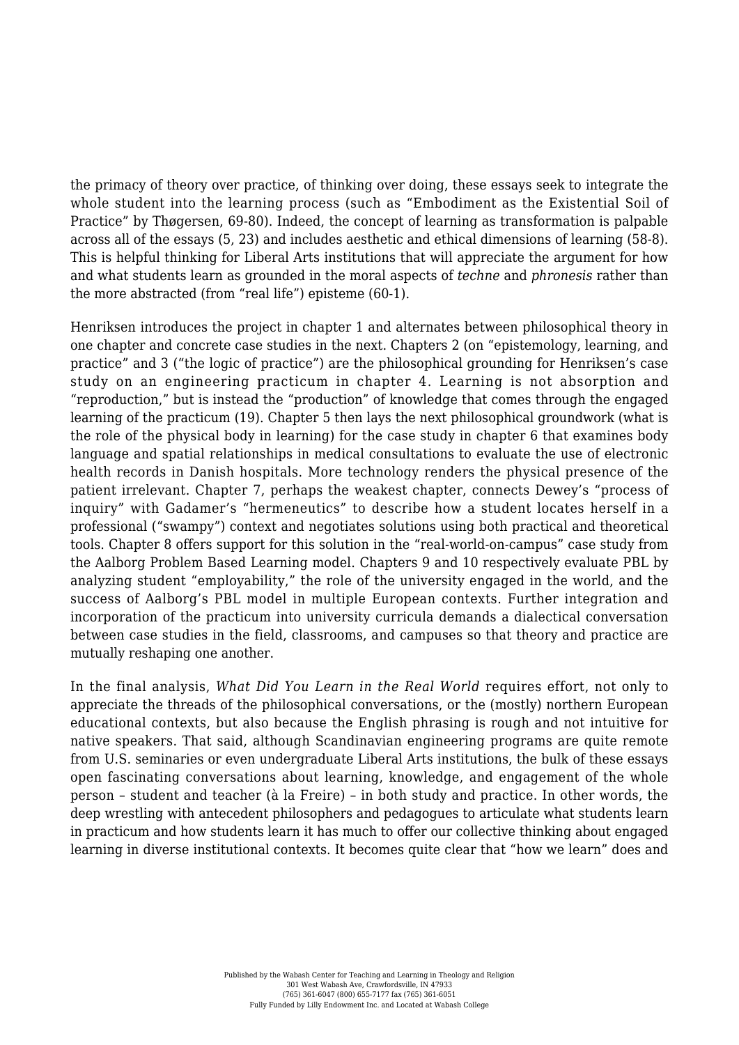the primacy of theory over practice, of thinking over doing, these essays seek to integrate the whole student into the learning process (such as "Embodiment as the Existential Soil of Practice" by Thøgersen, 69-80). Indeed, the concept of learning as transformation is palpable across all of the essays (5, 23) and includes aesthetic and ethical dimensions of learning (58-8). This is helpful thinking for Liberal Arts institutions that will appreciate the argument for how and what students learn as grounded in the moral aspects of *techne* and *phronesis* rather than the more abstracted (from "real life") episteme (60-1).

Henriksen introduces the project in chapter 1 and alternates between philosophical theory in one chapter and concrete case studies in the next. Chapters 2 (on "epistemology, learning, and practice" and 3 ("the logic of practice") are the philosophical grounding for Henriksen's case study on an engineering practicum in chapter 4. Learning is not absorption and "reproduction," but is instead the "production" of knowledge that comes through the engaged learning of the practicum (19). Chapter 5 then lays the next philosophical groundwork (what is the role of the physical body in learning) for the case study in chapter 6 that examines body language and spatial relationships in medical consultations to evaluate the use of electronic health records in Danish hospitals. More technology renders the physical presence of the patient irrelevant. Chapter 7, perhaps the weakest chapter, connects Dewey's "process of inquiry" with Gadamer's "hermeneutics" to describe how a student locates herself in a professional ("swampy") context and negotiates solutions using both practical and theoretical tools. Chapter 8 offers support for this solution in the "real-world-on-campus" case study from the Aalborg Problem Based Learning model. Chapters 9 and 10 respectively evaluate PBL by analyzing student "employability," the role of the university engaged in the world, and the success of Aalborg's PBL model in multiple European contexts. Further integration and incorporation of the practicum into university curricula demands a dialectical conversation between case studies in the field, classrooms, and campuses so that theory and practice are mutually reshaping one another.

In the final analysis, *What Did You Learn in the Real World* requires effort, not only to appreciate the threads of the philosophical conversations, or the (mostly) northern European educational contexts, but also because the English phrasing is rough and not intuitive for native speakers. That said, although Scandinavian engineering programs are quite remote from U.S. seminaries or even undergraduate Liberal Arts institutions, the bulk of these essays open fascinating conversations about learning, knowledge, and engagement of the whole person – student and teacher (à la Freire) – in both study and practice. In other words, the deep wrestling with antecedent philosophers and pedagogues to articulate what students learn in practicum and how students learn it has much to offer our collective thinking about engaged learning in diverse institutional contexts. It becomes quite clear that "how we learn" does and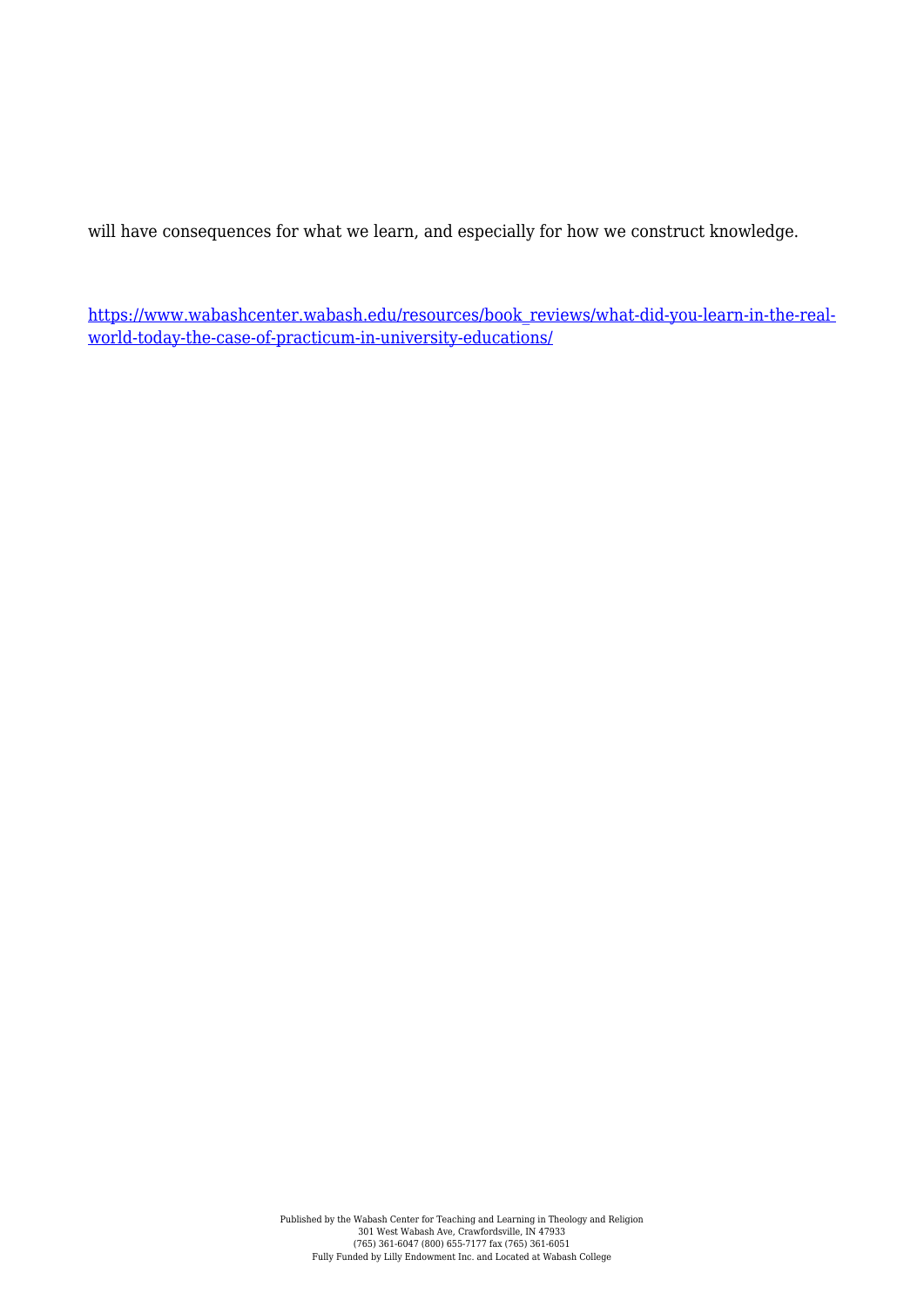will have consequences for what we learn, and especially for how we construct knowledge.

https://www.wabashcenter.wabash.edu/resources/book_reviews/what-did-you-learn-in-the-real-world-today-the-case-of-practicum-in-university-educations/

Published by the Wabash Center for Teaching and Learning in Theology and Religion
301 West Wabash Ave, Crawfordsville, IN 47933
(765) 361-6047 (800) 655-7177 fax (765) 361-6051
Fully Funded by Lilly Endowment Inc. and Located at Wabash College